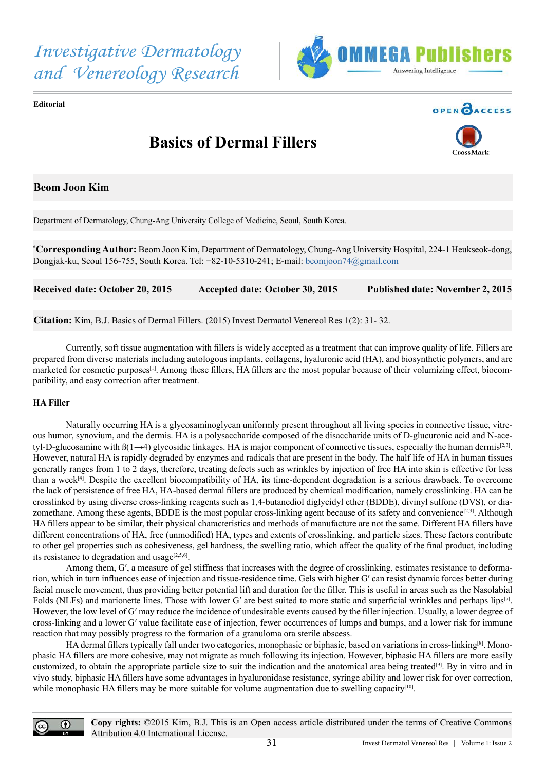*Investigative Dermatology and Venereology Research*

**Editorial**

# Basics of Dermal Fillers

## Beom Joon Kim

Department of Dermatology, Chung-Ang University College of Medicine, Seoul, South Korea.

[*]**Corresponding Author:** Beom Joon Kim, Department of Dermatology, Chung-Ang University Hospital, 224-1 Heukseok-dong, Dongjak-ku, Seoul 156-755, South Korea. Tel: +82-10-5310-241; E-mail: beomjoon74@gmail.com

**Received date: October 20, 2015** **Accepted date: October 30, 2015** **Published date: November 2, 2015**

**Citation:** Kim, B.J. Basics of Dermal Fillers. (2015) Invest Dermatol Venereol Res 1(2): 31- 32.

Currently, soft tissue augmentation with fillers is widely accepted as a treatment that can improve quality of life. Fillers are prepared from diverse materials including autologous implants, collagens, hyaluronic acid (HA), and biosynthetic polymers, and are marketed for cosmetic purposes[1]. Among these fillers, HA fillers are the most popular because of their volumizing effect, biocompatibility, and easy correction after treatment.

### HA Filler

Naturally occurring HA is a glycosaminoglycan uniformly present throughout all living species in connective tissue, vitreous humor, synovium, and the dermis. HA is a polysaccharide composed of the disaccharide units of D-glucuronic acid and N-acetyl-D-glucosamine with ß(1→4) glycosidic linkages. HA is major component of connective tissues, especially the human dermis[2,3]. However, natural HA is rapidly degraded by enzymes and radicals that are present in the body. The half life of HA in human tissues generally ranges from 1 to 2 days, therefore, treating defects such as wrinkles by injection of free HA into skin is effective for less than a week[4]. Despite the excellent biocompatibility of HA, its time-dependent degradation is a serious drawback. To overcome the lack of persistence of free HA, HA-based dermal fillers are produced by chemical modification, namely crosslinking. HA can be crosslinked by using diverse cross-linking reagents such as 1,4-butanediol diglycidyl ether (BDDE), divinyl sulfone (DVS), or diazomethane. Among these agents, BDDE is the most popular cross-linking agent because of its safety and convenience[2,3]. Although HA fillers appear to be similar, their physical characteristics and methods of manufacture are not the same. Different HA fillers have different concentrations of HA, free (unmodified) HA, types and extents of crosslinking, and particle sizes. These factors contribute to other gel properties such as cohesiveness, gel hardness, the swelling ratio, which affect the quality of the final product, including its resistance to degradation and usage[2,5,6].

Among them, G′, a measure of gel stiffness that increases with the degree of crosslinking, estimates resistance to deformation, which in turn influences ease of injection and tissue-residence time. Gels with higher G′ can resist dynamic forces better during facial muscle movement, thus providing better potential lift and duration for the filler. This is useful in areas such as the Nasolabial Folds (NLFs) and marionette lines. Those with lower G′ are best suited to more static and superficial wrinkles and perhaps lips[7]. However, the low level of G′ may reduce the incidence of undesirable events caused by the filler injection. Usually, a lower degree of cross-linking and a lower G′ value facilitate ease of injection, fewer occurrences of lumps and bumps, and a lower risk for immune reaction that may possibly progress to the formation of a granuloma ora sterile abscess.

HA dermal fillers typically fall under two categories, monophasic or biphasic, based on variations in cross-linking[8]. Monophasic HA fillers are more cohesive, may not migrate as much following its injection. However, biphasic HA fillers are more easily customized, to obtain the appropriate particle size to suit the indication and the anatomical area being treated[9]. By in vitro and in vivo study, biphasic HA fillers have some advantages in hyaluronidase resistance, syringe ability and lower risk for over correction, while monophasic HA fillers may be more suitable for volume augmentation due to swelling capacity[10].

**Copy rights:** ©2015 Kim, B.J. This is an Open access article distributed under the terms of Creative Commons Attribution 4.0 International License.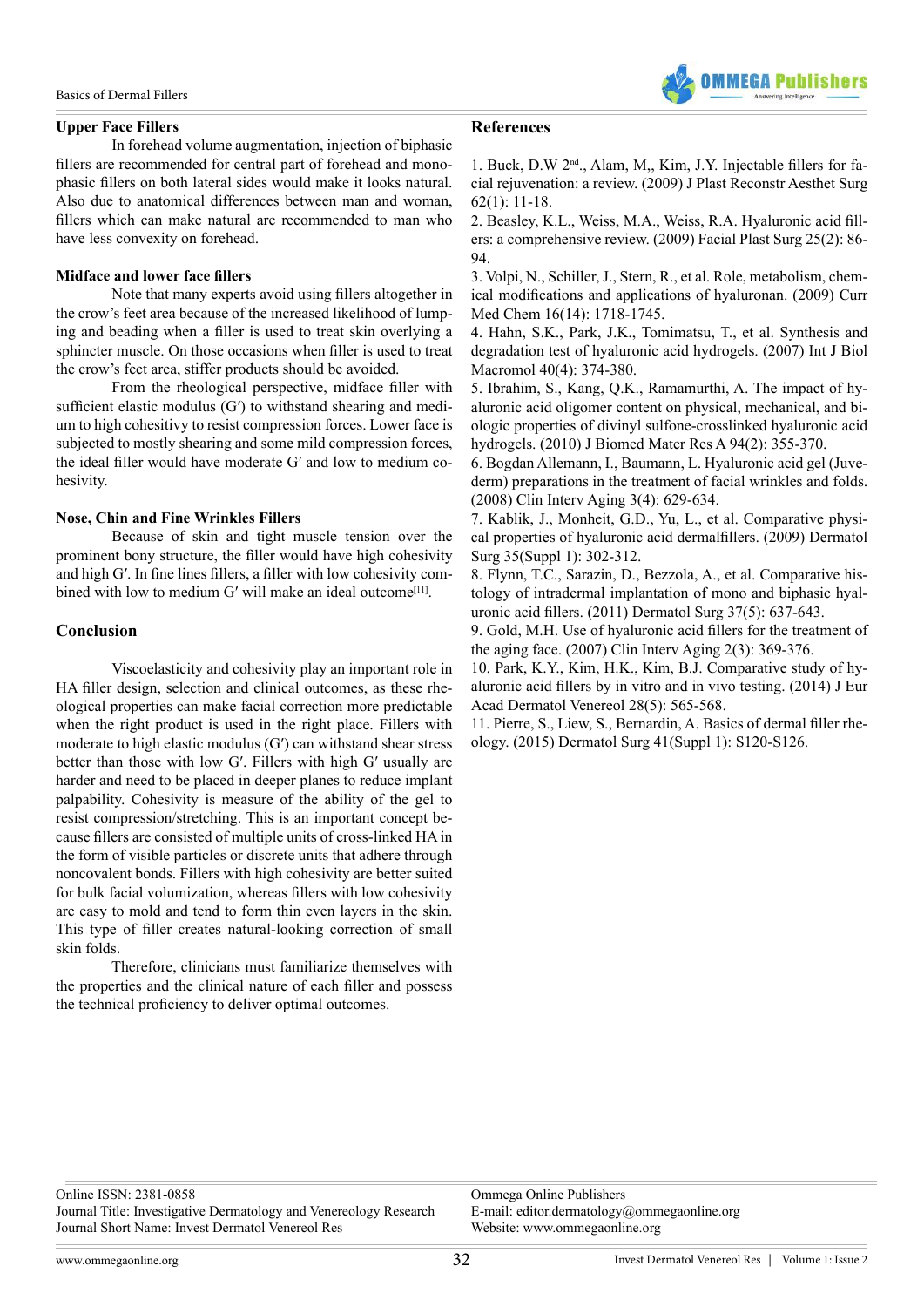### Upper Face Fillers

In forehead volume augmentation, injection of biphasic fillers are recommended for central part of forehead and monophasic fillers on both lateral sides would make it looks natural. Also due to anatomical differences between man and woman, fillers which can make natural are recommended to man who have less convexity on forehead.

### Midface and lower face fillers

Note that many experts avoid using fillers altogether in the crow's feet area because of the increased likelihood of lumping and beading when a filler is used to treat skin overlying a sphincter muscle. On those occasions when filler is used to treat the crow's feet area, stiffer products should be avoided.

From the rheological perspective, midface filler with sufficient elastic modulus (G′) to withstand shearing and medium to high cohesitivy to resist compression forces. Lower face is subjected to mostly shearing and some mild compression forces, the ideal filler would have moderate G′ and low to medium cohesivity.

### Nose, Chin and Fine Wrinkles Fillers

Because of skin and tight muscle tension over the prominent bony structure, the filler would have high cohesivity and high G′. In fine lines fillers, a filler with low cohesivity combined with low to medium G′ will make an ideal outcome[11].

## Conclusion

Viscoelasticity and cohesivity play an important role in HA filler design, selection and clinical outcomes, as these rheological properties can make facial correction more predictable when the right product is used in the right place. Fillers with moderate to high elastic modulus (G′) can withstand shear stress better than those with low G′. Fillers with high G′ usually are harder and need to be placed in deeper planes to reduce implant palpability. Cohesivity is measure of the ability of the gel to resist compression/stretching. This is an important concept because fillers are consisted of multiple units of cross-linked HA in the form of visible particles or discrete units that adhere through noncovalent bonds. Fillers with high cohesivity are better suited for bulk facial volumization, whereas fillers with low cohesivity are easy to mold and tend to form thin even layers in the skin. This type of filler creates natural-looking correction of small skin folds.

Therefore, clinicians must familiarize themselves with the properties and the clinical nature of each filler and possess the technical proficiency to deliver optimal outcomes.

## References

1. Buck, D.W 2nd., Alam, M,, Kim, J.Y. Injectable fillers for facial rejuvenation: a review. (2009) J Plast Reconstr Aesthet Surg 62(1): 11-18.
2. Beasley, K.L., Weiss, M.A., Weiss, R.A. Hyaluronic acid fillers: a comprehensive review. (2009) Facial Plast Surg 25(2): 86-94.
3. Volpi, N., Schiller, J., Stern, R., et al. Role, metabolism, chemical modifications and applications of hyaluronan. (2009) Curr Med Chem 16(14): 1718-1745.
4. Hahn, S.K., Park, J.K., Tomimatsu, T., et al. Synthesis and degradation test of hyaluronic acid hydrogels. (2007) Int J Biol Macromol 40(4): 374-380.
5. Ibrahim, S., Kang, Q.K., Ramamurthi, A. The impact of hyaluronic acid oligomer content on physical, mechanical, and biologic properties of divinyl sulfone-crosslinked hyaluronic acid hydrogels. (2010) J Biomed Mater Res A 94(2): 355-370.
6. Bogdan Allemann, I., Baumann, L. Hyaluronic acid gel (Juvederm) preparations in the treatment of facial wrinkles and folds. (2008) Clin Interv Aging 3(4): 629-634.
7. Kablik, J., Monheit, G.D., Yu, L., et al. Comparative physical properties of hyaluronic acid dermalfillers. (2009) Dermatol Surg 35(Suppl 1): 302-312.
8. Flynn, T.C., Sarazin, D., Bezzola, A., et al. Comparative histology of intradermal implantation of mono and biphasic hyaluronic acid fillers. (2011) Dermatol Surg 37(5): 637-643.
9. Gold, M.H. Use of hyaluronic acid fillers for the treatment of the aging face. (2007) Clin Interv Aging 2(3): 369-376.
10. Park, K.Y., Kim, H.K., Kim, B.J. Comparative study of hyaluronic acid fillers by in vitro and in vivo testing. (2014) J Eur Acad Dermatol Venereol 28(5): 565-568.
11. Pierre, S., Liew, S., Bernardin, A. Basics of dermal filler rheology. (2015) Dermatol Surg 41(Suppl 1): S120-S126.